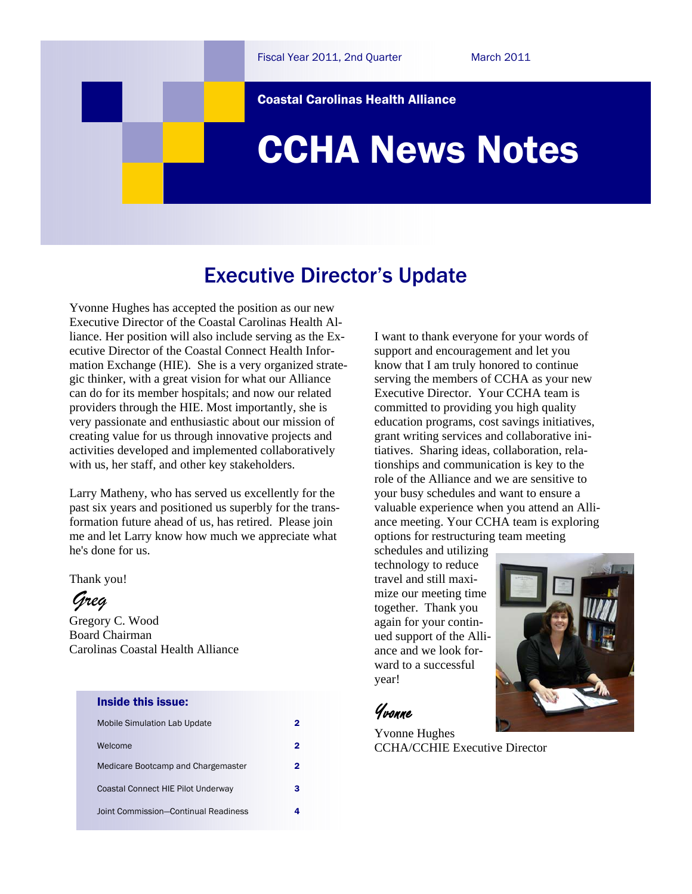Fiscal Year 2011, 2nd Quarter March 2011

**Coastal Carolinas Health Alliance**

# CCHA News Notes

## Executive Director's Update

Yvonne Hughes has accepted the position as our new Executive Director of the Coastal Carolinas Health Alliance. Her position will also include serving as the Executive Director of the Coastal Connect Health Information Exchange (HIE). She is a very organized strategic thinker, with a great vision for what our Alliance can do for its member hospitals; and now our related providers through the HIE. Most importantly, she is very passionate and enthusiastic about our mission of creating value for us through innovative projects and activities developed and implemented collaboratively with us, her staff, and other key stakeholders.

Larry Matheny, who has served us excellently for the past six years and positioned us superbly for the transformation future ahead of us, has retired. Please join me and let Larry know how much we appreciate what he's done for us.

Thank you!

*Greg*

Gregory C. Wood
Board Chairman
Carolinas Coastal Health Alliance

I want to thank everyone for your words of support and encouragement and let you know that I am truly honored to continue serving the members of CCHA as your new Executive Director. Your CCHA team is committed to providing you high quality education programs, cost savings initiatives, grant writing services and collaborative initiatives. Sharing ideas, collaboration, relationships and communication is key to the role of the Alliance and we are sensitive to your busy schedules and want to ensure a valuable experience when you attend an Alliance meeting. Your CCHA team is exploring options for restructuring team meeting schedules and utilizing technology to reduce travel and still maximize our meeting time together. Thank you again for your continued support of the Alliance and we look forward to a successful year!

*Yvonne*

Yvonne Hughes
CCHA/CCHIE Executive Director

### Inside this issue:

| | |
|---|---|
| Mobile Simulation Lab Update | 2 |
| Welcome | 2 |
| Medicare Bootcamp and Chargemaster | 2 |
| Coastal Connect HIE Pilot Underway | 3 |
| Joint Commission—Continual Readiness | 4 |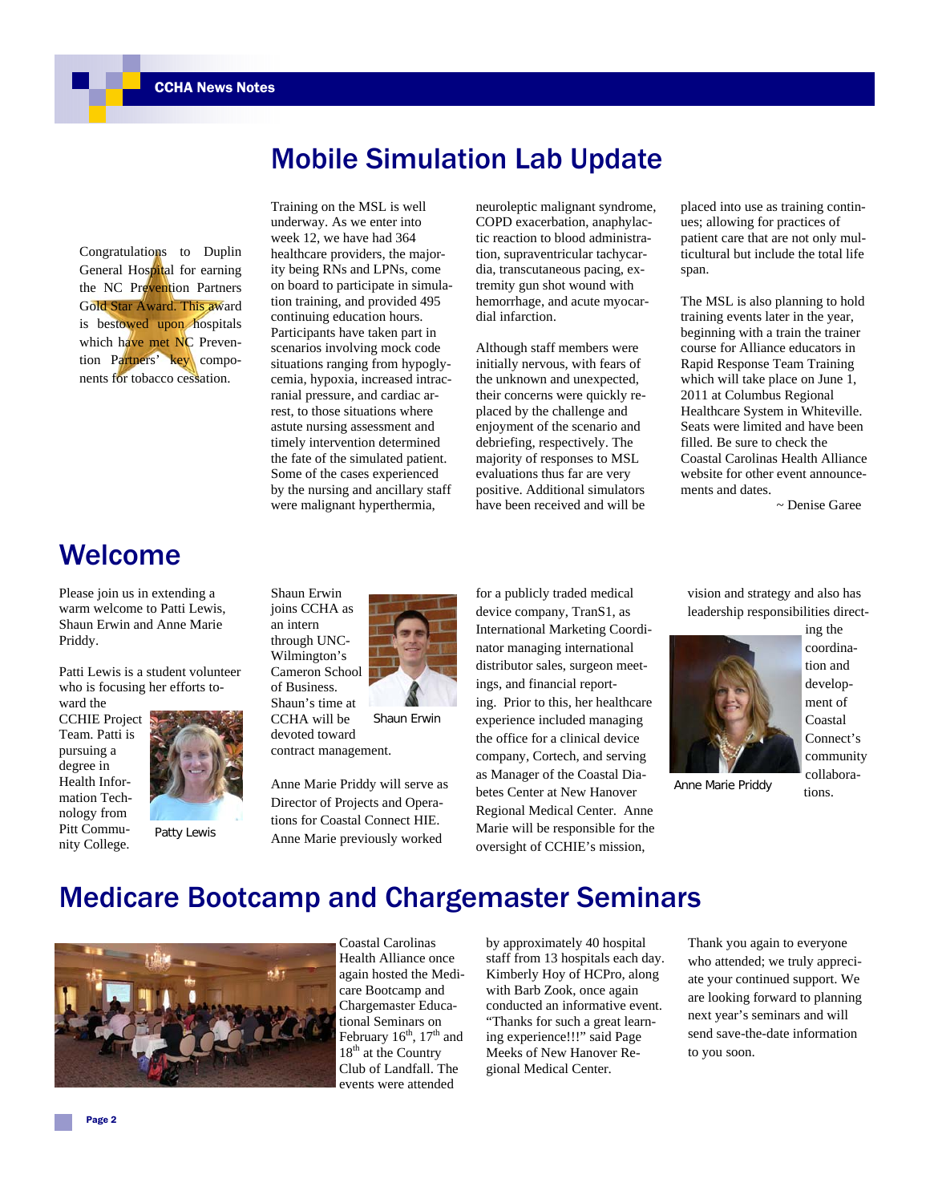# Mobile Simulation Lab Update

Congratulations to Duplin General Hospital for earning the NC Prevention Partners Gold Star Award. This award is bestowed upon hospitals which have met NC Prevention Partners' key components for tobacco cessation.

Training on the MSL is well underway. As we enter into week 12, we have had 364 healthcare providers, the majority being RNs and LPNs, come on board to participate in simulation training, and provided 495 continuing education hours. Participants have taken part in scenarios involving mock code situations ranging from hypoglycemia, hypoxia, increased intracranial pressure, and cardiac arrest, to those situations where astute nursing assessment and timely intervention determined the fate of the simulated patient. Some of the cases experienced by the nursing and ancillary staff were malignant hyperthermia, neuroleptic malignant syndrome, COPD exacerbation, anaphylactic reaction to blood administration, supraventricular tachycardia, transcutaneous pacing, extremity gun shot wound with hemorrhage, and acute myocardial infarction.

Although staff members were initially nervous, with fears of the unknown and unexpected, their concerns were quickly replaced by the challenge and enjoyment of the scenario and debriefing, respectively. The majority of responses to MSL evaluations thus far are very positive. Additional simulators have been received and will be placed into use as training continues; allowing for practices of patient care that are not only multicultural but include the total life span.

The MSL is also planning to hold training events later in the year, beginning with a train the trainer course for Alliance educators in Rapid Response Team Training which will take place on June 1, 2011 at Columbus Regional Healthcare System in Whiteville. Seats were limited and have been filled. Be sure to check the Coastal Carolinas Health Alliance website for other event announcements and dates.

~ Denise Garee

# Welcome

Please join us in extending a warm welcome to Patti Lewis, Shaun Erwin and Anne Marie Priddy.

Patti Lewis is a student volunteer who is focusing her efforts toward the CCHIE Project Team. Patti is pursuing a degree in Health Information Technology from Pitt Community College.

Patty Lewis

Shaun Erwin joins CCHA as an intern through UNC-Wilmington's Cameron School of Business. Shaun's time at CCHA will be devoted toward contract management.

Shaun Erwin

Anne Marie Priddy will serve as Director of Projects and Operations for Coastal Connect HIE. Anne Marie previously worked for a publicly traded medical device company, TranS1, as International Marketing Coordinator managing international distributor sales, surgeon meetings, and financial reporting. Prior to this, her healthcare experience included managing the office for a clinical device company, Cortech, and serving as Manager of the Coastal Diabetes Center at New Hanover Regional Medical Center. Anne Marie will be responsible for the oversight of CCHIE's mission, vision and strategy and also has leadership responsibilities directing the coordination and development of Coastal Connect's community collaborations.

Anne Marie Priddy

# Medicare Bootcamp and Chargemaster Seminars

Coastal Carolinas Health Alliance once again hosted the Medicare Bootcamp and Chargemaster Educational Seminars on February 16th, 17th and 18th at the Country Club of Landfall. The events were attended by approximately 40 hospital staff from 13 hospitals each day. Kimberly Hoy of HCPro, along with Barb Zook, once again conducted an informative event. "Thanks for such a great learning experience!!!" said Page Meeks of New Hanover Regional Medical Center.

Thank you again to everyone who attended; we truly appreciate your continued support. We are looking forward to planning next year's seminars and will send save-the-date information to you soon.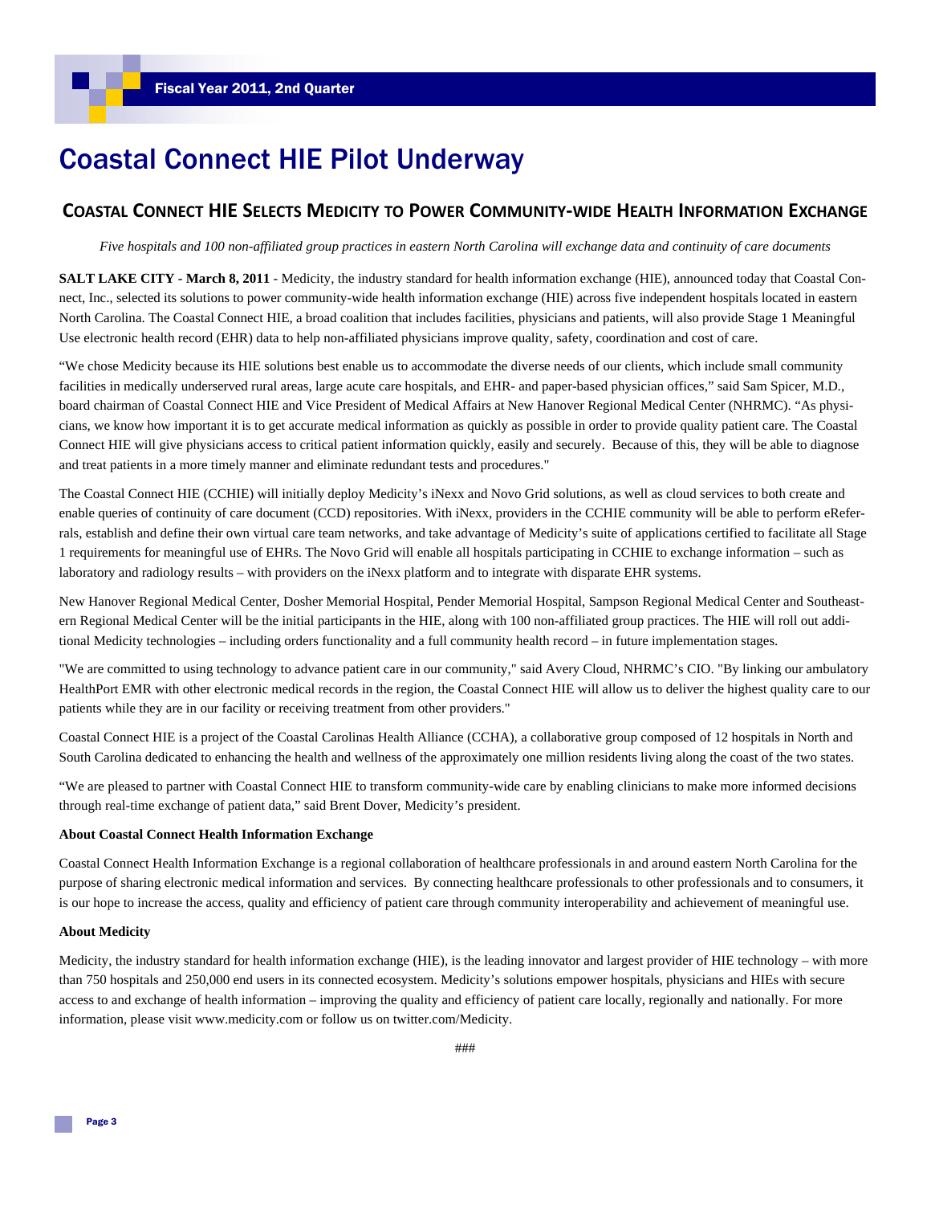# Coastal Connect HIE Pilot Underway

## Coastal Connect HIE Selects Medicity to Power Community-wide Health Information Exchange

*Five hospitals and 100 non-affiliated group practices in eastern North Carolina will exchange data and continuity of care documents*

**SALT LAKE CITY - March 8, 2011** - Medicity, the industry standard for health information exchange (HIE), announced today that Coastal Connect, Inc., selected its solutions to power community-wide health information exchange (HIE) across five independent hospitals located in eastern North Carolina. The Coastal Connect HIE, a broad coalition that includes facilities, physicians and patients, will also provide Stage 1 Meaningful Use electronic health record (EHR) data to help non-affiliated physicians improve quality, safety, coordination and cost of care.

"We chose Medicity because its HIE solutions best enable us to accommodate the diverse needs of our clients, which include small community facilities in medically underserved rural areas, large acute care hospitals, and EHR- and paper-based physician offices," said Sam Spicer, M.D., board chairman of Coastal Connect HIE and Vice President of Medical Affairs at New Hanover Regional Medical Center (NHRMC). "As physicians, we know how important it is to get accurate medical information as quickly as possible in order to provide quality patient care. The Coastal Connect HIE will give physicians access to critical patient information quickly, easily and securely. Because of this, they will be able to diagnose and treat patients in a more timely manner and eliminate redundant tests and procedures."

The Coastal Connect HIE (CCHIE) will initially deploy Medicity's iNexx and Novo Grid solutions, as well as cloud services to both create and enable queries of continuity of care document (CCD) repositories. With iNexx, providers in the CCHIE community will be able to perform eReferrals, establish and define their own virtual care team networks, and take advantage of Medicity's suite of applications certified to facilitate all Stage 1 requirements for meaningful use of EHRs. The Novo Grid will enable all hospitals participating in CCHIE to exchange information – such as laboratory and radiology results – with providers on the iNexx platform and to integrate with disparate EHR systems.

New Hanover Regional Medical Center, Dosher Memorial Hospital, Pender Memorial Hospital, Sampson Regional Medical Center and Southeastern Regional Medical Center will be the initial participants in the HIE, along with 100 non-affiliated group practices. The HIE will roll out additional Medicity technologies – including orders functionality and a full community health record – in future implementation stages.

"We are committed to using technology to advance patient care in our community," said Avery Cloud, NHRMC's CIO. "By linking our ambulatory HealthPort EMR with other electronic medical records in the region, the Coastal Connect HIE will allow us to deliver the highest quality care to our patients while they are in our facility or receiving treatment from other providers."

Coastal Connect HIE is a project of the Coastal Carolinas Health Alliance (CCHA), a collaborative group composed of 12 hospitals in North and South Carolina dedicated to enhancing the health and wellness of the approximately one million residents living along the coast of the two states.

"We are pleased to partner with Coastal Connect HIE to transform community-wide care by enabling clinicians to make more informed decisions through real-time exchange of patient data," said Brent Dover, Medicity's president.

**About Coastal Connect Health Information Exchange**

Coastal Connect Health Information Exchange is a regional collaboration of healthcare professionals in and around eastern North Carolina for the purpose of sharing electronic medical information and services. By connecting healthcare professionals to other professionals and to consumers, it is our hope to increase the access, quality and efficiency of patient care through community interoperability and achievement of meaningful use.

**About Medicity**

Medicity, the industry standard for health information exchange (HIE), is the leading innovator and largest provider of HIE technology – with more than 750 hospitals and 250,000 end users in its connected ecosystem. Medicity's solutions empower hospitals, physicians and HIEs with secure access to and exchange of health information – improving the quality and efficiency of patient care locally, regionally and nationally. For more information, please visit www.medicity.com or follow us on twitter.com/Medicity.

###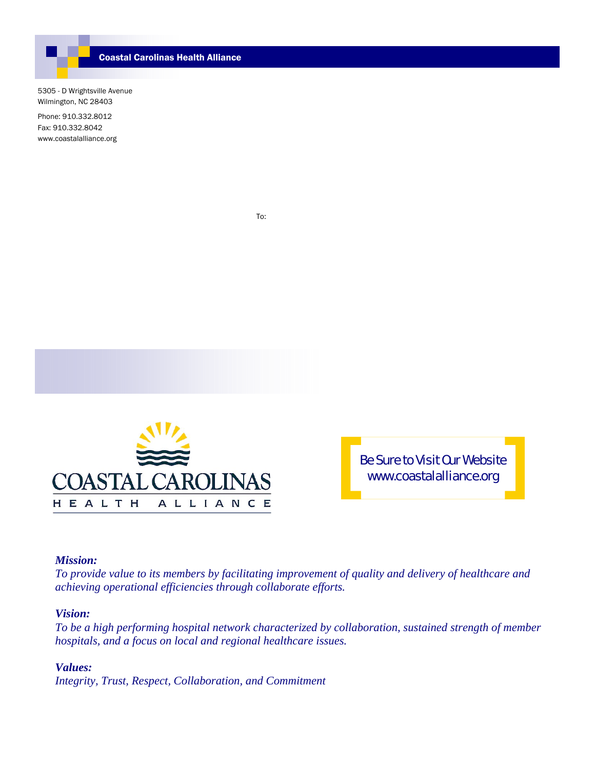**Coastal Carolinas Health Alliance**

5305 - D Wrightsville Avenue
Wilmington, NC 28403

Phone: 910.332.8012
Fax: 910.332.8042
www.coastalalliance.org

To:

COASTAL CAROLINAS
HEALTH ALLIANCE

Be Sure to Visit Our Website
www.coastalalliance.org

***Mission:***
*To provide value to its members by facilitating improvement of quality and delivery of healthcare and achieving operational efficiencies through collaborate efforts.*

***Vision:***
*To be a high performing hospital network characterized by collaboration, sustained strength of member hospitals, and a focus on local and regional healthcare issues.*

***Values:***
*Integrity, Trust, Respect, Collaboration, and Commitment*